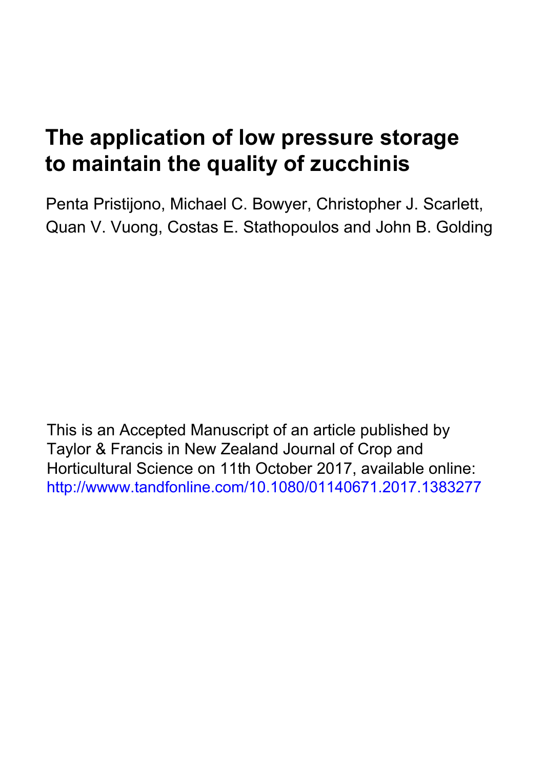# The application of low pressure storage to maintain the quality of zucchinis

Penta Pristijono, Michael C. Bowyer, Christopher J. Scarlett, Quan V. Vuong, Costas E. Stathopoulos and John B. Golding

This is an Accepted Manuscript of an article published by Taylor & Francis in New Zealand Journal of Crop and Horticultural Science on 11th October 2017, available online: http://wwww.tandfonline.com/10.1080/01140671.2017.1383277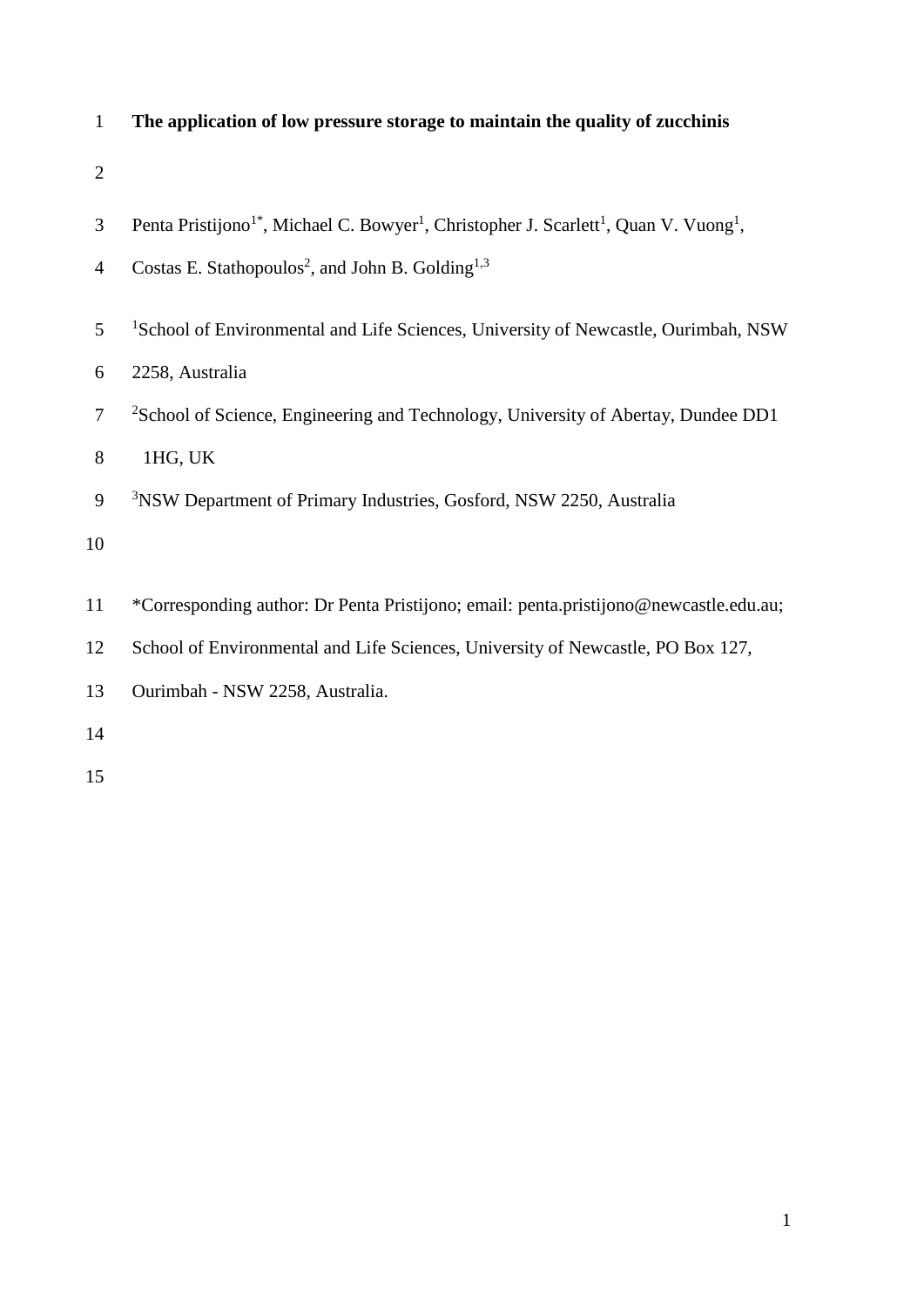# The application of low pressure storage to maintain the quality of zucchinis

Penta Pristijono[1*], Michael C. Bowyer[1], Christopher J. Scarlett[1], Quan V. Vuong[1], Costas E. Stathopoulos[2], and John B. Golding[1,3]

[1]School of Environmental and Life Sciences, University of Newcastle, Ourimbah, NSW 2258, Australia

[2]School of Science, Engineering and Technology, University of Abertay, Dundee DD1 1HG, UK

[3]NSW Department of Primary Industries, Gosford, NSW 2250, Australia

*Corresponding author: Dr Penta Pristijono; email: penta.pristijono@newcastle.edu.au; School of Environmental and Life Sciences, University of Newcastle, PO Box 127, Ourimbah - NSW 2258, Australia.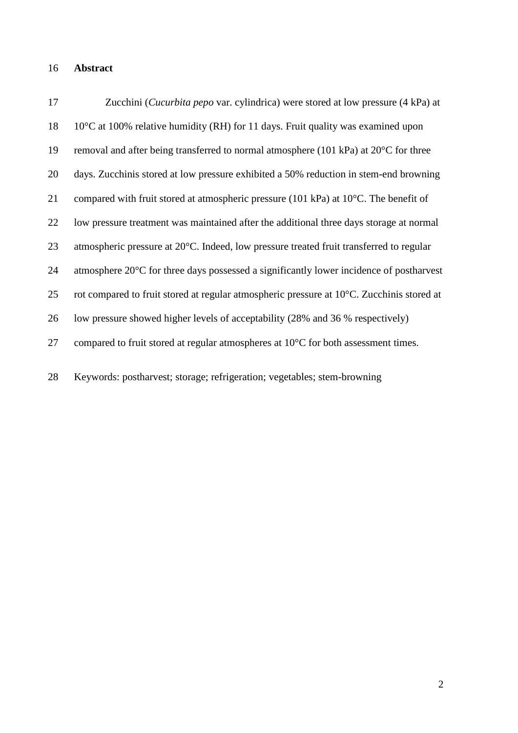## Abstract

Zucchini (*Cucurbita pepo* var. cylindrica) were stored at low pressure (4 kPa) at 10°C at 100% relative humidity (RH) for 11 days. Fruit quality was examined upon removal and after being transferred to normal atmosphere (101 kPa) at 20°C for three days. Zucchinis stored at low pressure exhibited a 50% reduction in stem-end browning compared with fruit stored at atmospheric pressure (101 kPa) at 10°C. The benefit of low pressure treatment was maintained after the additional three days storage at normal atmospheric pressure at 20°C. Indeed, low pressure treated fruit transferred to regular atmosphere 20°C for three days possessed a significantly lower incidence of postharvest rot compared to fruit stored at regular atmospheric pressure at 10°C. Zucchinis stored at low pressure showed higher levels of acceptability (28% and 36 % respectively) compared to fruit stored at regular atmospheres at 10°C for both assessment times.

Keywords: postharvest; storage; refrigeration; vegetables; stem-browning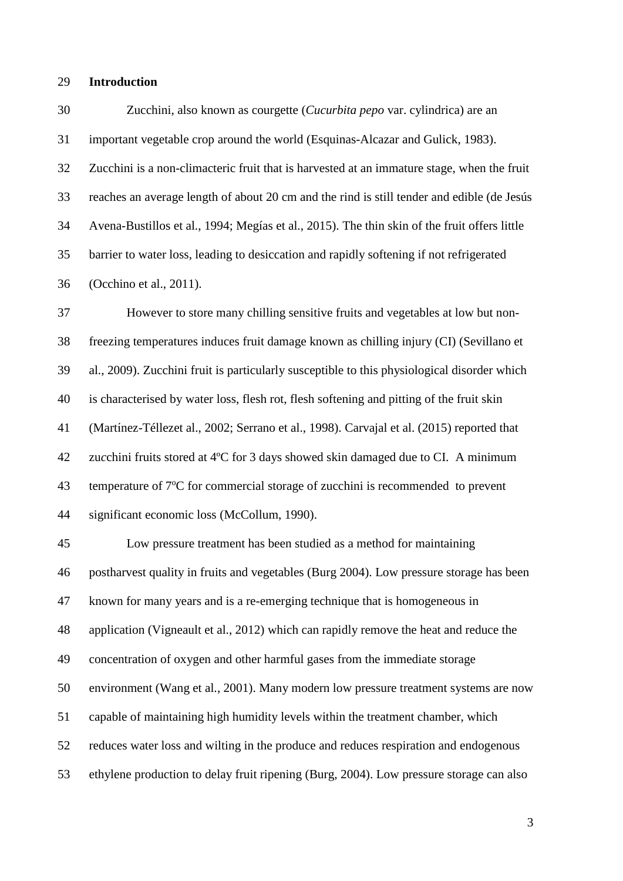## Introduction

Zucchini, also known as courgette (*Cucurbita pepo* var. cylindrica) are an important vegetable crop around the world (Esquinas-Alcazar and Gulick, 1983). Zucchini is a non-climacteric fruit that is harvested at an immature stage, when the fruit reaches an average length of about 20 cm and the rind is still tender and edible (de Jesús Avena-Bustillos et al., 1994; Megías et al., 2015). The thin skin of the fruit offers little barrier to water loss, leading to desiccation and rapidly softening if not refrigerated (Occhino et al., 2011).

However to store many chilling sensitive fruits and vegetables at low but non-freezing temperatures induces fruit damage known as chilling injury (CI) (Sevillano et al., 2009). Zucchini fruit is particularly susceptible to this physiological disorder which is characterised by water loss, flesh rot, flesh softening and pitting of the fruit skin (Martínez-Téllezet al., 2002; Serrano et al., 1998). Carvajal et al. (2015) reported that zucchini fruits stored at 4ºC for 3 days showed skin damaged due to CI. A minimum temperature of 7ºC for commercial storage of zucchini is recommended to prevent significant economic loss (McCollum, 1990).

Low pressure treatment has been studied as a method for maintaining postharvest quality in fruits and vegetables (Burg 2004). Low pressure storage has been known for many years and is a re-emerging technique that is homogeneous in application (Vigneault et al., 2012) which can rapidly remove the heat and reduce the concentration of oxygen and other harmful gases from the immediate storage environment (Wang et al., 2001). Many modern low pressure treatment systems are now capable of maintaining high humidity levels within the treatment chamber, which reduces water loss and wilting in the produce and reduces respiration and endogenous ethylene production to delay fruit ripening (Burg, 2004). Low pressure storage can also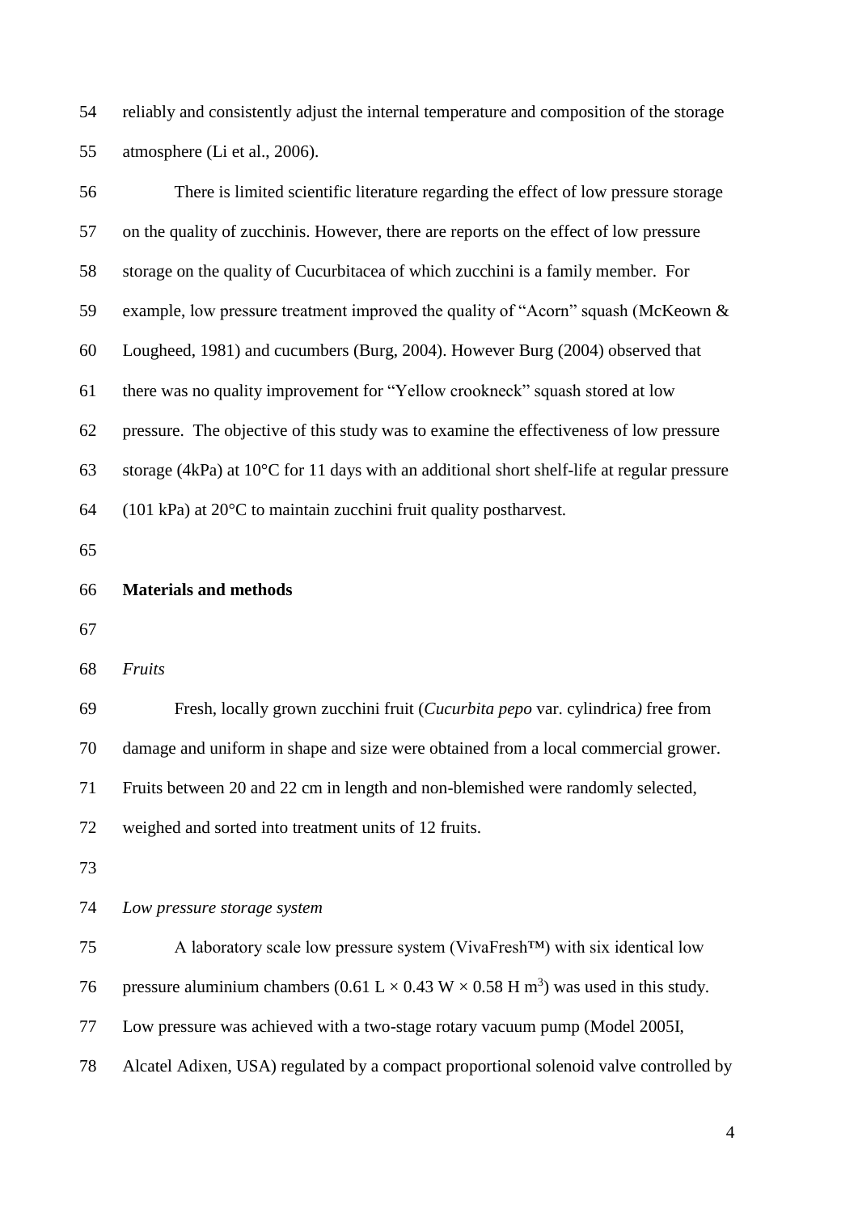reliably and consistently adjust the internal temperature and composition of the storage atmosphere (Li et al., 2006).

There is limited scientific literature regarding the effect of low pressure storage on the quality of zucchinis. However, there are reports on the effect of low pressure storage on the quality of Cucurbitacea of which zucchini is a family member. For example, low pressure treatment improved the quality of "Acorn" squash (McKeown & Lougheed, 1981) and cucumbers (Burg, 2004). However Burg (2004) observed that there was no quality improvement for "Yellow crookneck" squash stored at low pressure. The objective of this study was to examine the effectiveness of low pressure storage (4kPa) at 10°C for 11 days with an additional short shelf-life at regular pressure (101 kPa) at 20°C to maintain zucchini fruit quality postharvest.

## Materials and methods

### *Fruits*

Fresh, locally grown zucchini fruit (*Cucurbita pepo* var. cylindrica*)* free from damage and uniform in shape and size were obtained from a local commercial grower. Fruits between 20 and 22 cm in length and non-blemished were randomly selected, weighed and sorted into treatment units of 12 fruits.

### *Low pressure storage system*

A laboratory scale low pressure system (VivaFresh™) with six identical low pressure aluminium chambers (0.61 L × 0.43 W × 0.58 H $m^3$) was used in this study. Low pressure was achieved with a two-stage rotary vacuum pump (Model 2005I, Alcatel Adixen, USA) regulated by a compact proportional solenoid valve controlled by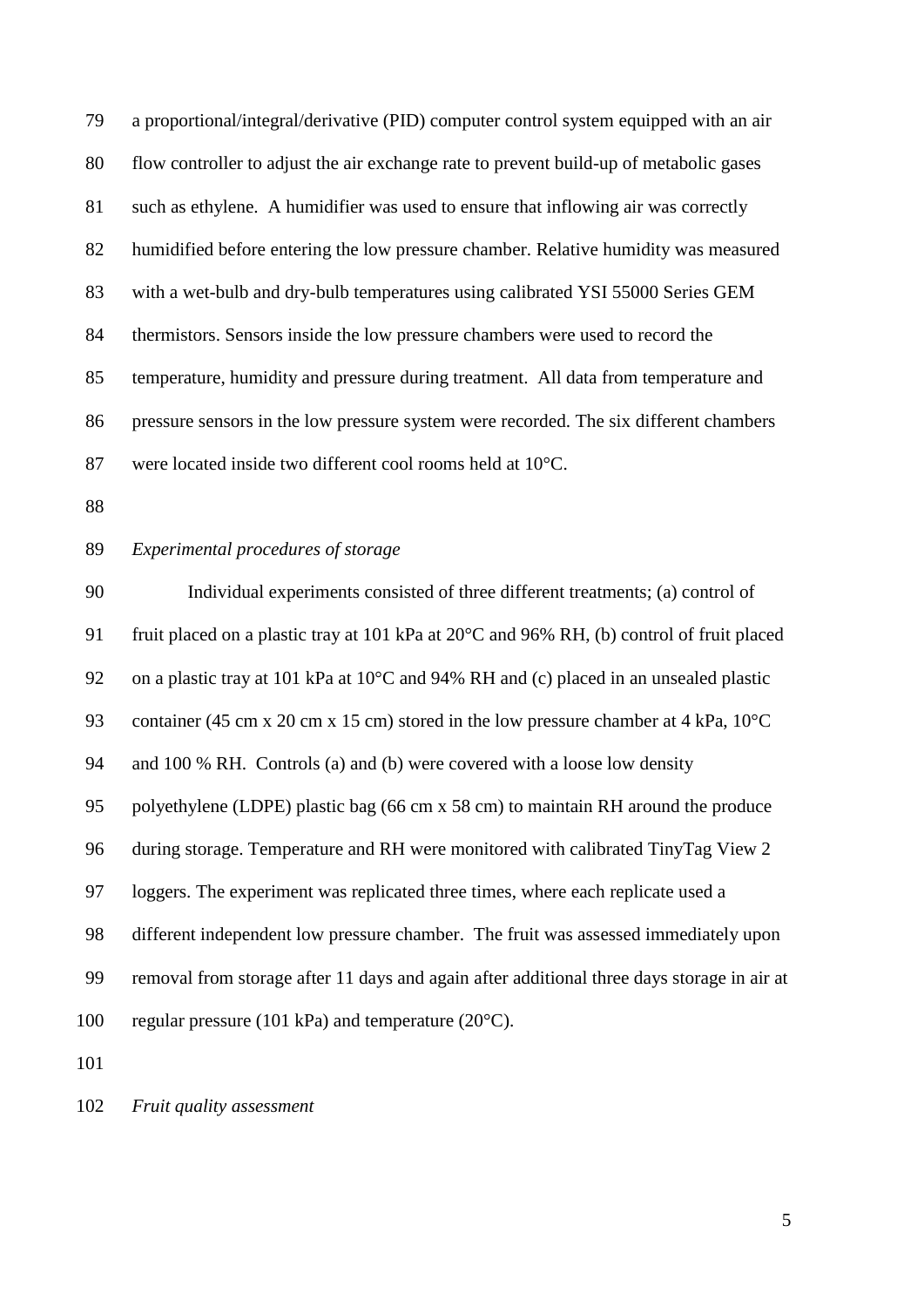a proportional/integral/derivative (PID) computer control system equipped with an air flow controller to adjust the air exchange rate to prevent build-up of metabolic gases such as ethylene. A humidifier was used to ensure that inflowing air was correctly humidified before entering the low pressure chamber. Relative humidity was measured with a wet-bulb and dry-bulb temperatures using calibrated YSI 55000 Series GEM thermistors. Sensors inside the low pressure chambers were used to record the temperature, humidity and pressure during treatment. All data from temperature and pressure sensors in the low pressure system were recorded. The six different chambers were located inside two different cool rooms held at 10°C.

*Experimental procedures of storage*

Individual experiments consisted of three different treatments; (a) control of fruit placed on a plastic tray at 101 kPa at 20°C and 96% RH, (b) control of fruit placed on a plastic tray at 101 kPa at 10°C and 94% RH and (c) placed in an unsealed plastic container (45 cm x 20 cm x 15 cm) stored in the low pressure chamber at 4 kPa, 10°C and 100 % RH. Controls (a) and (b) were covered with a loose low density polyethylene (LDPE) plastic bag (66 cm x 58 cm) to maintain RH around the produce during storage. Temperature and RH were monitored with calibrated TinyTag View 2 loggers. The experiment was replicated three times, where each replicate used a different independent low pressure chamber. The fruit was assessed immediately upon removal from storage after 11 days and again after additional three days storage in air at regular pressure (101 kPa) and temperature (20°C).

*Fruit quality assessment*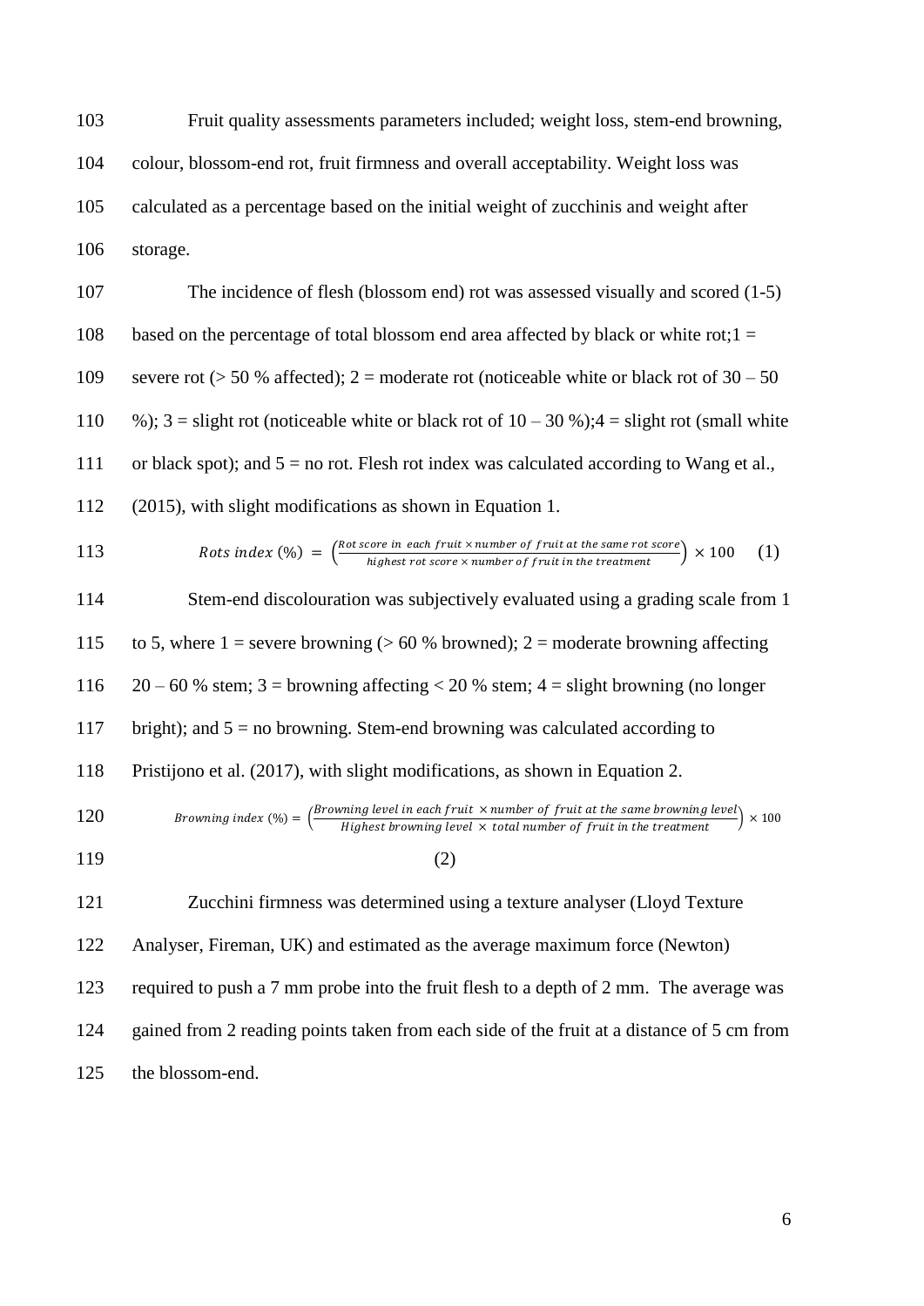Fruit quality assessments parameters included; weight loss, stem-end browning, colour, blossom-end rot, fruit firmness and overall acceptability. Weight loss was calculated as a percentage based on the initial weight of zucchinis and weight after storage.

The incidence of flesh (blossom end) rot was assessed visually and scored (1-5) based on the percentage of total blossom end area affected by black or white rot;1 = severe rot (> 50 % affected); 2 = moderate rot (noticeable white or black rot of 30 – 50 %); 3 = slight rot (noticeable white or black rot of 10 – 30 %);4 = slight rot (small white or black spot); and 5 = no rot. Flesh rot index was calculated according to Wang et al., (2015), with slight modifications as shown in Equation 1.

$$Rots\ index\ (\%) = \left(\frac{Rot\ score\ in\ each\ fruit \times number\ of\ fruit\ at\ the\ same\ rot\ score}{highest\ rot\ score \times number\ of\ fruit\ in\ the\ treatment}\right) \times 100 \quad (1)$$

Stem-end discolouration was subjectively evaluated using a grading scale from 1 to 5, where 1 = severe browning (> 60 % browned); 2 = moderate browning affecting 20 – 60 % stem; 3 = browning affecting < 20 % stem; 4 = slight browning (no longer bright); and 5 = no browning. Stem-end browning was calculated according to Pristijono et al. (2017), with slight modifications, as shown in Equation 2.

$$Browning\ index\ (\%) = \left(\frac{Browning\ level\ in\ each\ fruit \times number\ of\ fruit\ at\ the\ same\ browning\ level}{Highest\ browning\ level \times total\ number\ of\ fruit\ in\ the\ treatment}\right) \times 100 \quad (2)$$

Zucchini firmness was determined using a texture analyser (Lloyd Texture Analyser, Fireman, UK) and estimated as the average maximum force (Newton) required to push a 7 mm probe into the fruit flesh to a depth of 2 mm. The average was gained from 2 reading points taken from each side of the fruit at a distance of 5 cm from the blossom-end.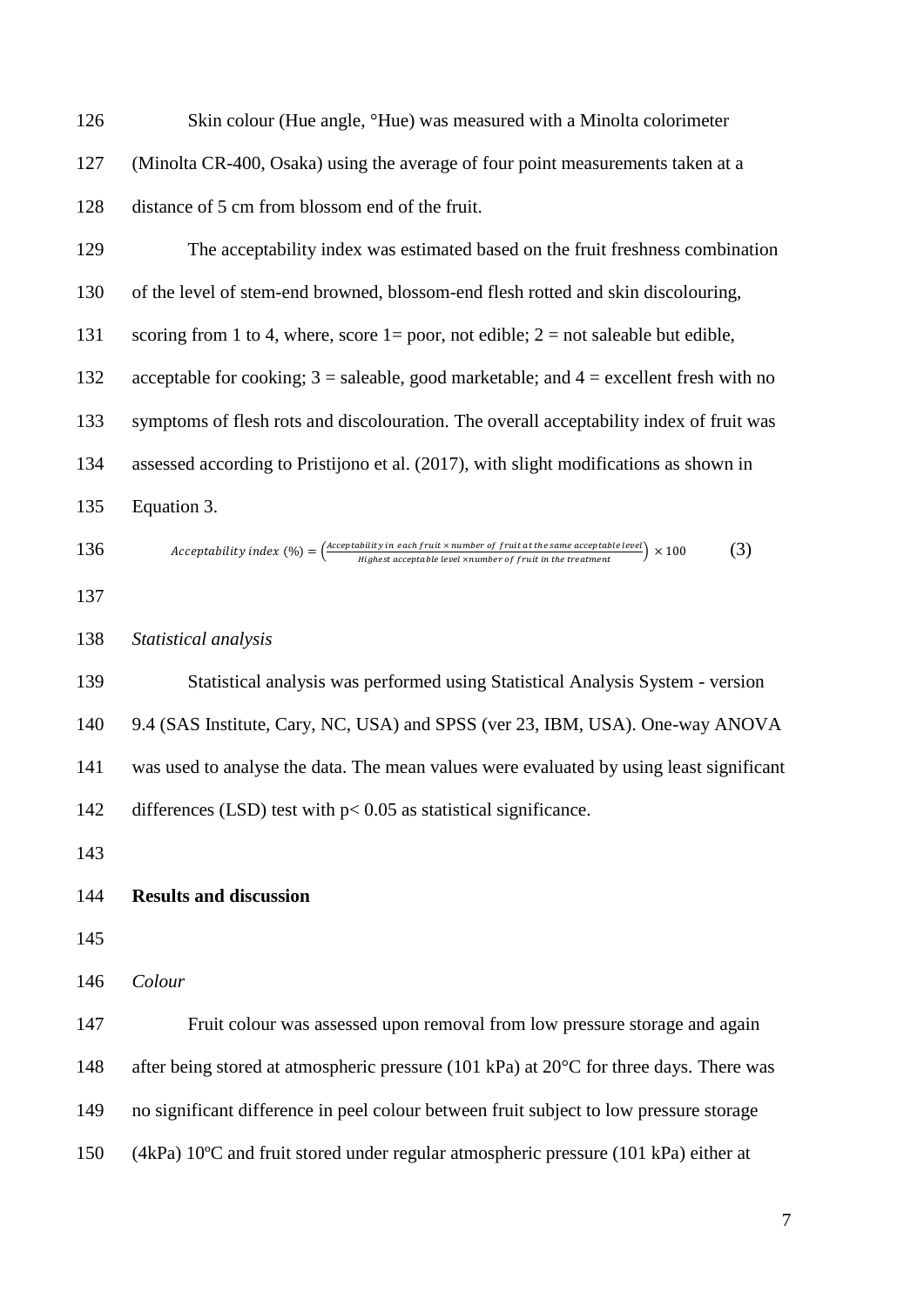Skin colour (Hue angle, °Hue) was measured with a Minolta colorimeter (Minolta CR-400, Osaka) using the average of four point measurements taken at a distance of 5 cm from blossom end of the fruit.

The acceptability index was estimated based on the fruit freshness combination of the level of stem-end browned, blossom-end flesh rotted and skin discolouring, scoring from 1 to 4, where, score 1= poor, not edible; 2 = not saleable but edible, acceptable for cooking; 3 = saleable, good marketable; and 4 = excellent fresh with no symptoms of flesh rots and discolouration. The overall acceptability index of fruit was assessed according to Pristijono et al. (2017), with slight modifications as shown in Equation 3.

$$Acceptability\ index\ (\%) = \left(\frac{Acceptability\ in\ each\ fruit \times number\ of\ fruit\ at\ the\ same\ acceptable\ level}{Highest\ acceptable\ level \times number\ of\ fruit\ in\ the\ treatment}\right) \times 100 \qquad (3)$$

*Statistical analysis*

Statistical analysis was performed using Statistical Analysis System - version 9.4 (SAS Institute, Cary, NC, USA) and SPSS (ver 23, IBM, USA). One-way ANOVA was used to analyse the data. The mean values were evaluated by using least significant differences (LSD) test with $p < 0.05$ as statistical significance.

## Results and discussion

*Colour*

Fruit colour was assessed upon removal from low pressure storage and again after being stored at atmospheric pressure (101 kPa) at 20°C for three days. There was no significant difference in peel colour between fruit subject to low pressure storage (4kPa) 10°C and fruit stored under regular atmospheric pressure (101 kPa) either at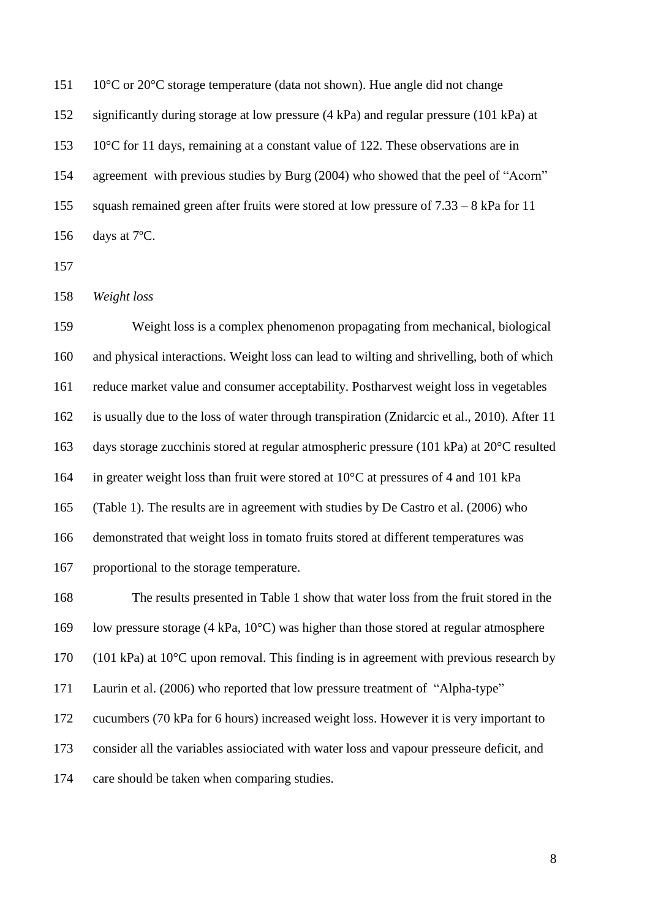10°C or 20°C storage temperature (data not shown). Hue angle did not change significantly during storage at low pressure (4 kPa) and regular pressure (101 kPa) at 10°C for 11 days, remaining at a constant value of 122. These observations are in agreement with previous studies by Burg (2004) who showed that the peel of "Acorn" squash remained green after fruits were stored at low pressure of 7.33 – 8 kPa for 11 days at 7ºC.

*Weight loss*

Weight loss is a complex phenomenon propagating from mechanical, biological and physical interactions. Weight loss can lead to wilting and shrivelling, both of which reduce market value and consumer acceptability. Postharvest weight loss in vegetables is usually due to the loss of water through transpiration (Znidarcic et al., 2010). After 11 days storage zucchinis stored at regular atmospheric pressure (101 kPa) at 20°C resulted in greater weight loss than fruit were stored at 10°C at pressures of 4 and 101 kPa (Table 1). The results are in agreement with studies by De Castro et al. (2006) who demonstrated that weight loss in tomato fruits stored at different temperatures was proportional to the storage temperature.

The results presented in Table 1 show that water loss from the fruit stored in the low pressure storage (4 kPa, 10°C) was higher than those stored at regular atmosphere (101 kPa) at 10°C upon removal. This finding is in agreement with previous research by Laurin et al. (2006) who reported that low pressure treatment of "Alpha-type" cucumbers (70 kPa for 6 hours) increased weight loss. However it is very important to consider all the variables assiociated with water loss and vapour presseure deficit, and care should be taken when comparing studies.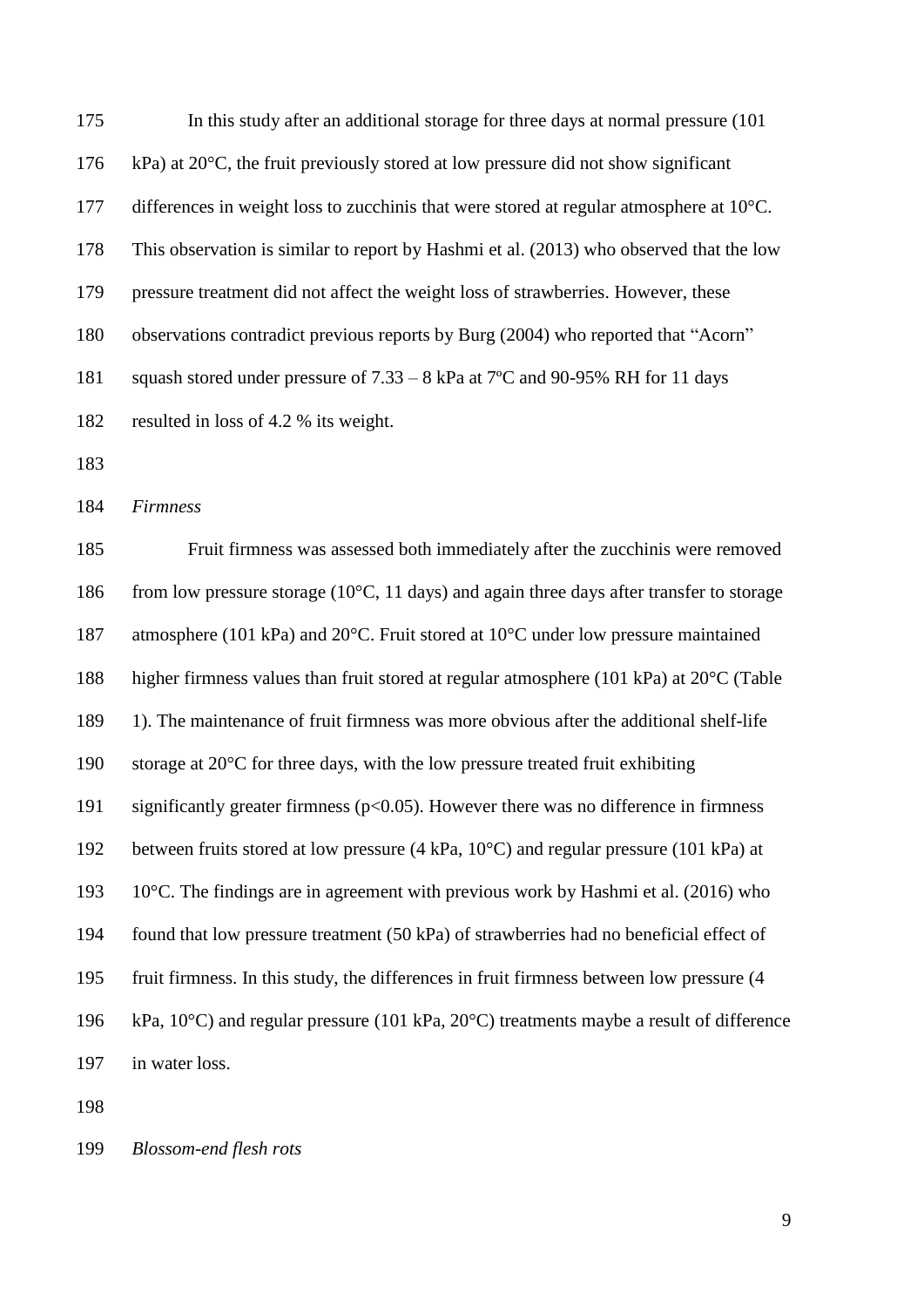In this study after an additional storage for three days at normal pressure (101 kPa) at 20°C, the fruit previously stored at low pressure did not show significant differences in weight loss to zucchinis that were stored at regular atmosphere at 10°C. This observation is similar to report by Hashmi et al. (2013) who observed that the low pressure treatment did not affect the weight loss of strawberries. However, these observations contradict previous reports by Burg (2004) who reported that "Acorn" squash stored under pressure of 7.33 – 8 kPa at 7ºC and 90-95% RH for 11 days resulted in loss of 4.2 % its weight.

*Firmness*

Fruit firmness was assessed both immediately after the zucchinis were removed from low pressure storage (10°C, 11 days) and again three days after transfer to storage atmosphere (101 kPa) and 20°C. Fruit stored at 10°C under low pressure maintained higher firmness values than fruit stored at regular atmosphere (101 kPa) at 20°C (Table 1). The maintenance of fruit firmness was more obvious after the additional shelf-life storage at 20°C for three days, with the low pressure treated fruit exhibiting significantly greater firmness ($p<0.05$). However there was no difference in firmness between fruits stored at low pressure (4 kPa, 10°C) and regular pressure (101 kPa) at 10°C. The findings are in agreement with previous work by Hashmi et al. (2016) who found that low pressure treatment (50 kPa) of strawberries had no beneficial effect of fruit firmness. In this study, the differences in fruit firmness between low pressure (4 kPa, 10°C) and regular pressure (101 kPa, 20°C) treatments maybe a result of difference in water loss.

*Blossom-end flesh rots*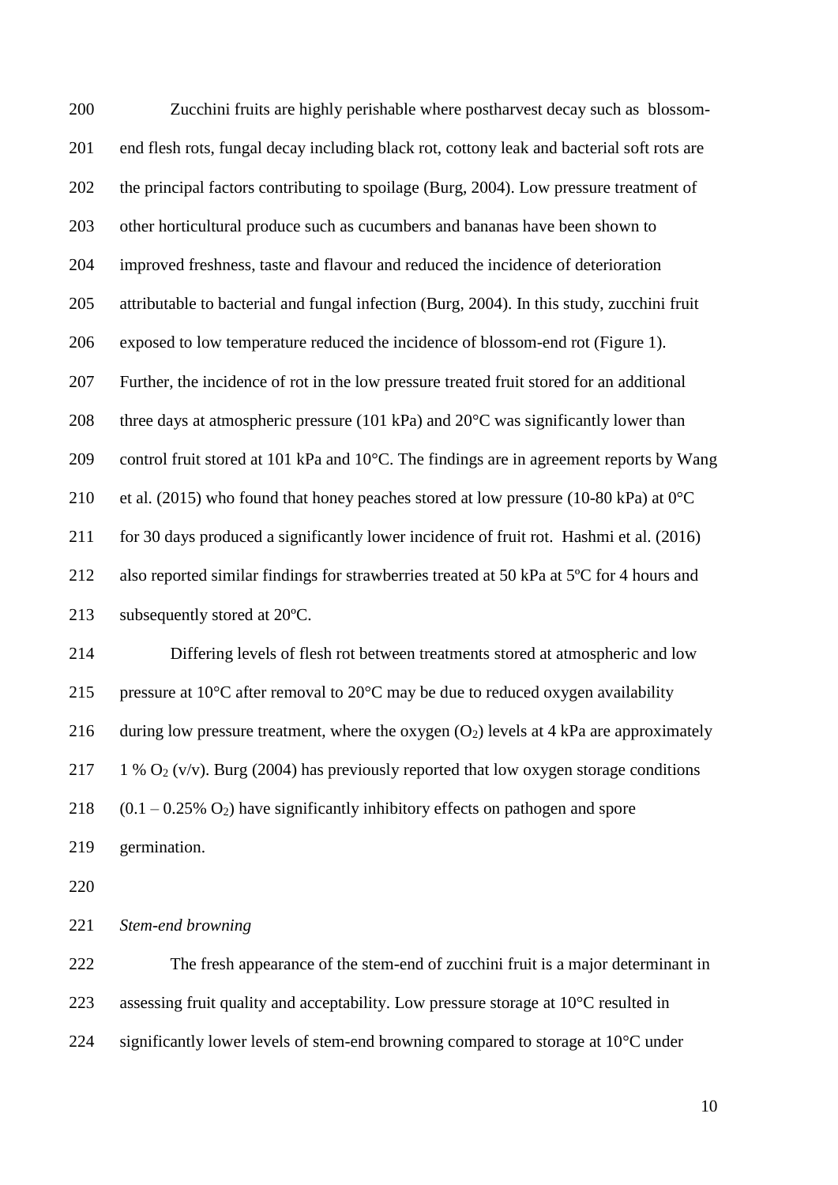Zucchini fruits are highly perishable where postharvest decay such as blossom-end flesh rots, fungal decay including black rot, cottony leak and bacterial soft rots are the principal factors contributing to spoilage (Burg, 2004). Low pressure treatment of other horticultural produce such as cucumbers and bananas have been shown to improved freshness, taste and flavour and reduced the incidence of deterioration attributable to bacterial and fungal infection (Burg, 2004). In this study, zucchini fruit exposed to low temperature reduced the incidence of blossom-end rot (Figure 1). Further, the incidence of rot in the low pressure treated fruit stored for an additional three days at atmospheric pressure (101 kPa) and 20°C was significantly lower than control fruit stored at 101 kPa and 10°C. The findings are in agreement reports by Wang et al. (2015) who found that honey peaches stored at low pressure (10-80 kPa) at 0°C for 30 days produced a significantly lower incidence of fruit rot. Hashmi et al. (2016) also reported similar findings for strawberries treated at 50 kPa at 5ºC for 4 hours and subsequently stored at 20ºC.

Differing levels of flesh rot between treatments stored at atmospheric and low pressure at 10°C after removal to 20°C may be due to reduced oxygen availability during low pressure treatment, where the oxygen ($O_2$) levels at 4 kPa are approximately 1 % $O_2$ (v/v). Burg (2004) has previously reported that low oxygen storage conditions (0.1 – 0.25% $O_2$) have significantly inhibitory effects on pathogen and spore germination.

*Stem-end browning*

The fresh appearance of the stem-end of zucchini fruit is a major determinant in assessing fruit quality and acceptability. Low pressure storage at 10°C resulted in significantly lower levels of stem-end browning compared to storage at 10°C under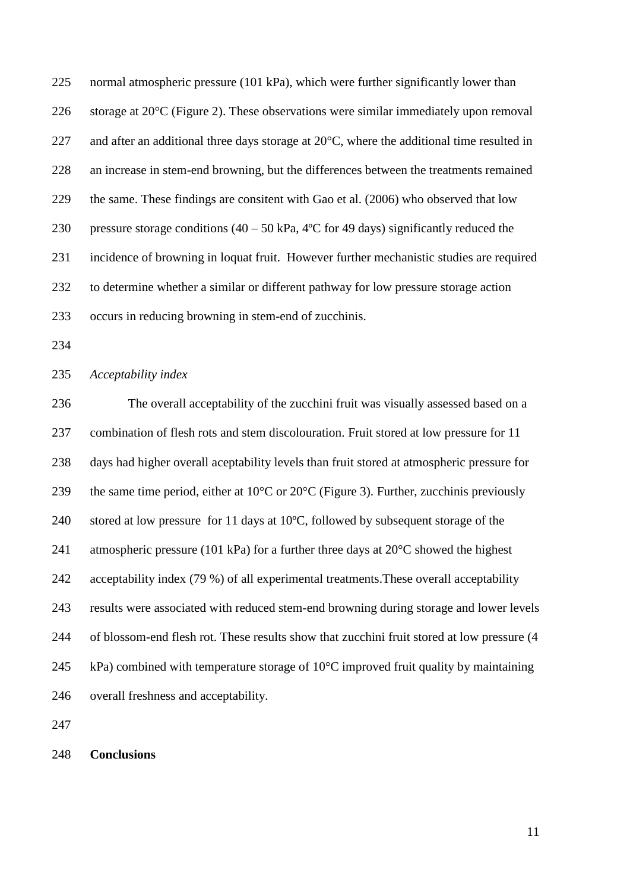normal atmospheric pressure (101 kPa), which were further significantly lower than storage at 20°C (Figure 2). These observations were similar immediately upon removal and after an additional three days storage at 20°C, where the additional time resulted in an increase in stem-end browning, but the differences between the treatments remained the same. These findings are consitent with Gao et al. (2006) who observed that low pressure storage conditions (40 – 50 kPa, 4ºC for 49 days) significantly reduced the incidence of browning in loquat fruit. However further mechanistic studies are required to determine whether a similar or different pathway for low pressure storage action occurs in reducing browning in stem-end of zucchinis.

*Acceptability index*

The overall acceptability of the zucchini fruit was visually assessed based on a combination of flesh rots and stem discolouration. Fruit stored at low pressure for 11 days had higher overall aceptability levels than fruit stored at atmospheric pressure for the same time period, either at 10°C or 20°C (Figure 3). Further, zucchinis previously stored at low pressure for 11 days at 10ºC, followed by subsequent storage of the atmospheric pressure (101 kPa) for a further three days at 20°C showed the highest acceptability index (79 %) of all experimental treatments.These overall acceptability results were associated with reduced stem-end browning during storage and lower levels of blossom-end flesh rot. These results show that zucchini fruit stored at low pressure (4 kPa) combined with temperature storage of 10°C improved fruit quality by maintaining overall freshness and acceptability.

**Conclusions**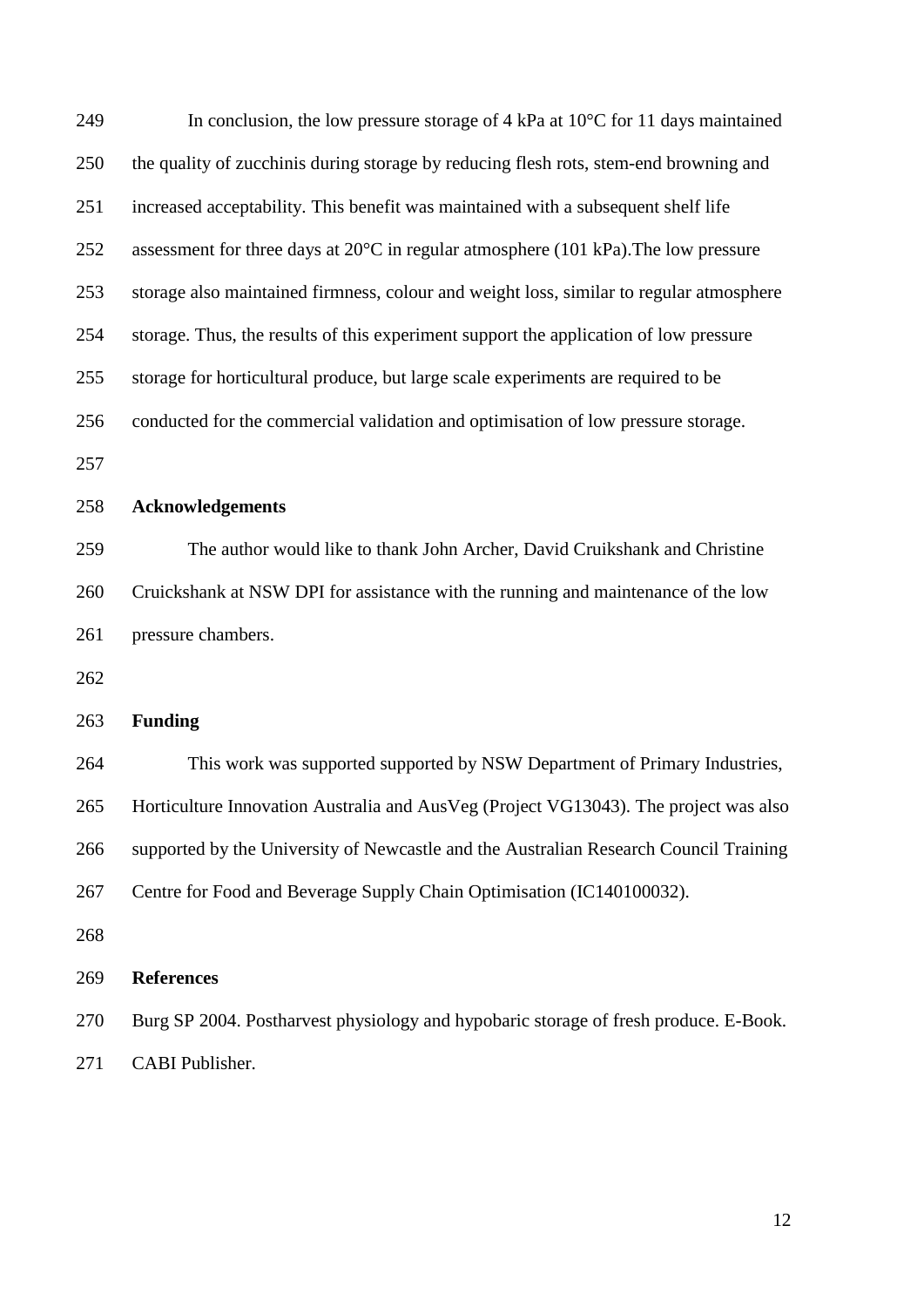In conclusion, the low pressure storage of 4 kPa at 10°C for 11 days maintained the quality of zucchinis during storage by reducing flesh rots, stem-end browning and increased acceptability. This benefit was maintained with a subsequent shelf life assessment for three days at 20°C in regular atmosphere (101 kPa).The low pressure storage also maintained firmness, colour and weight loss, similar to regular atmosphere storage. Thus, the results of this experiment support the application of low pressure storage for horticultural produce, but large scale experiments are required to be conducted for the commercial validation and optimisation of low pressure storage.

## Acknowledgements

The author would like to thank John Archer, David Cruikshank and Christine Cruickshank at NSW DPI for assistance with the running and maintenance of the low pressure chambers.

## Funding

This work was supported supported by NSW Department of Primary Industries, Horticulture Innovation Australia and AusVeg (Project VG13043). The project was also supported by the University of Newcastle and the Australian Research Council Training Centre for Food and Beverage Supply Chain Optimisation (IC140100032).

## References

Burg SP 2004. Postharvest physiology and hypobaric storage of fresh produce. E-Book. CABI Publisher.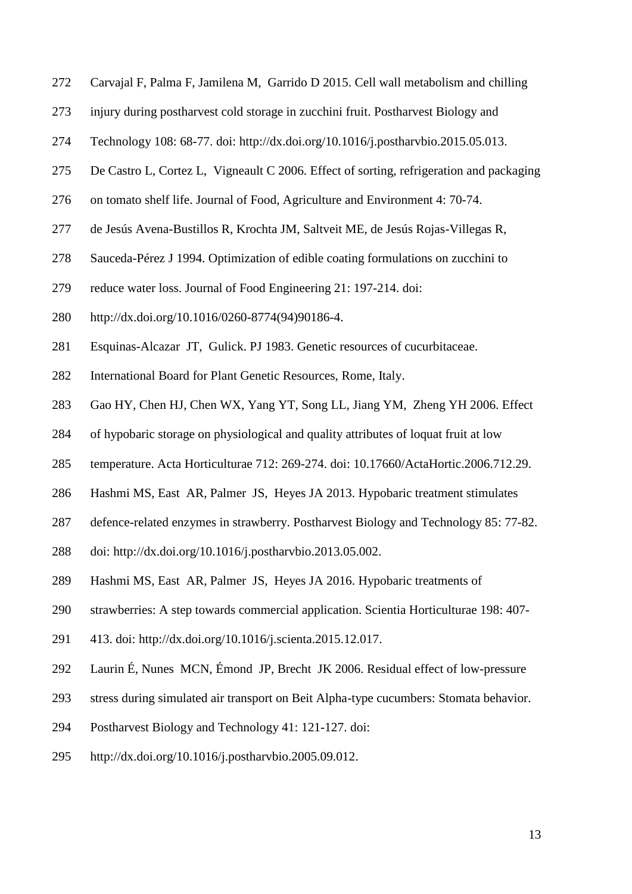Carvajal F, Palma F, Jamilena M, Garrido D 2015. Cell wall metabolism and chilling injury during postharvest cold storage in zucchini fruit. Postharvest Biology and Technology 108: 68-77. doi: http://dx.doi.org/10.1016/j.postharvbio.2015.05.013.

De Castro L, Cortez L, Vigneault C 2006. Effect of sorting, refrigeration and packaging on tomato shelf life. Journal of Food, Agriculture and Environment 4: 70-74.

de Jesús Avena-Bustillos R, Krochta JM, Saltveit ME, de Jesús Rojas-Villegas R, Sauceda-Pérez J 1994. Optimization of edible coating formulations on zucchini to reduce water loss. Journal of Food Engineering 21: 197-214. doi: http://dx.doi.org/10.1016/0260-8774(94)90186-4.

Esquinas-Alcazar JT, Gulick. PJ 1983. Genetic resources of cucurbitaceae. International Board for Plant Genetic Resources, Rome, Italy.

Gao HY, Chen HJ, Chen WX, Yang YT, Song LL, Jiang YM, Zheng YH 2006. Effect of hypobaric storage on physiological and quality attributes of loquat fruit at low temperature. Acta Horticulturae 712: 269-274. doi: 10.17660/ActaHortic.2006.712.29.

Hashmi MS, East AR, Palmer JS, Heyes JA 2013. Hypobaric treatment stimulates defence-related enzymes in strawberry. Postharvest Biology and Technology 85: 77-82. doi: http://dx.doi.org/10.1016/j.postharvbio.2013.05.002.

Hashmi MS, East AR, Palmer JS, Heyes JA 2016. Hypobaric treatments of strawberries: A step towards commercial application. Scientia Horticulturae 198: 407-413. doi: http://dx.doi.org/10.1016/j.scienta.2015.12.017.

Laurin É, Nunes MCN, Émond JP, Brecht JK 2006. Residual effect of low-pressure stress during simulated air transport on Beit Alpha-type cucumbers: Stomata behavior. Postharvest Biology and Technology 41: 121-127. doi: http://dx.doi.org/10.1016/j.postharvbio.2005.09.012.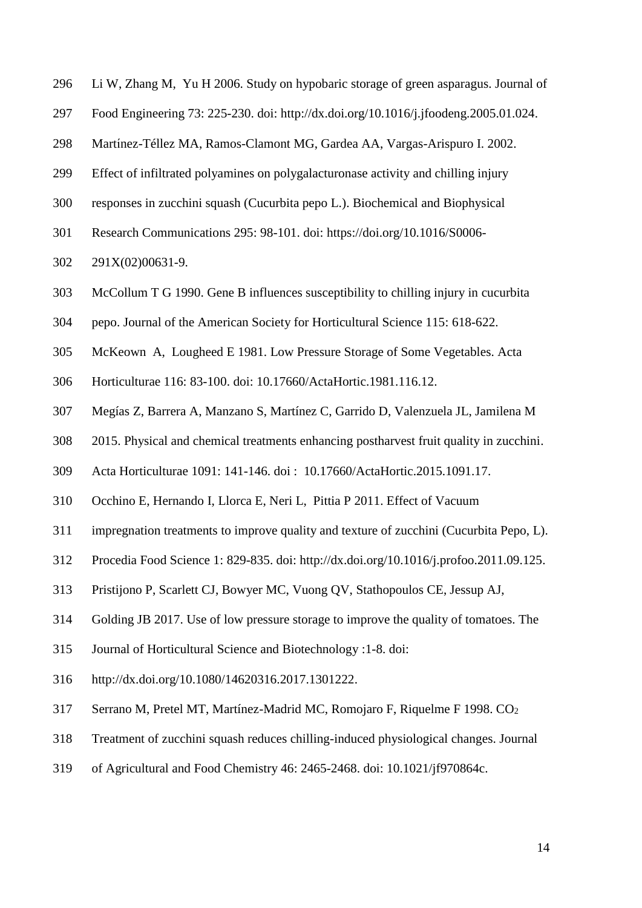Li W, Zhang M, Yu H 2006. Study on hypobaric storage of green asparagus. Journal of Food Engineering 73: 225-230. doi: http://dx.doi.org/10.1016/j.jfoodeng.2005.01.024.

Martínez-Téllez MA, Ramos-Clamont MG, Gardea AA, Vargas-Arispuro I. 2002. Effect of infiltrated polyamines on polygalacturonase activity and chilling injury responses in zucchini squash (Cucurbita pepo L.). Biochemical and Biophysical Research Communications 295: 98-101. doi: https://doi.org/10.1016/S0006-291X(02)00631-9.

McCollum T G 1990. Gene B influences susceptibility to chilling injury in cucurbita pepo. Journal of the American Society for Horticultural Science 115: 618-622.

McKeown A, Lougheed E 1981. Low Pressure Storage of Some Vegetables. Acta Horticulturae 116: 83-100. doi: 10.17660/ActaHortic.1981.116.12.

Megías Z, Barrera A, Manzano S, Martínez C, Garrido D, Valenzuela JL, Jamilena M 2015. Physical and chemical treatments enhancing postharvest fruit quality in zucchini. Acta Horticulturae 1091: 141-146. doi : 10.17660/ActaHortic.2015.1091.17.

Occhino E, Hernando I, Llorca E, Neri L, Pittia P 2011. Effect of Vacuum impregnation treatments to improve quality and texture of zucchini (Cucurbita Pepo, L). Procedia Food Science 1: 829-835. doi: http://dx.doi.org/10.1016/j.profoo.2011.09.125.

Pristijono P, Scarlett CJ, Bowyer MC, Vuong QV, Stathopoulos CE, Jessup AJ, Golding JB 2017. Use of low pressure storage to improve the quality of tomatoes. The Journal of Horticultural Science and Biotechnology :1-8. doi: http://dx.doi.org/10.1080/14620316.2017.1301222.

Serrano M, Pretel MT, Martínez-Madrid MC, Romojaro F, Riquelme F 1998. $CO_2$ Treatment of zucchini squash reduces chilling-induced physiological changes. Journal of Agricultural and Food Chemistry 46: 2465-2468. doi: 10.1021/jf970864c.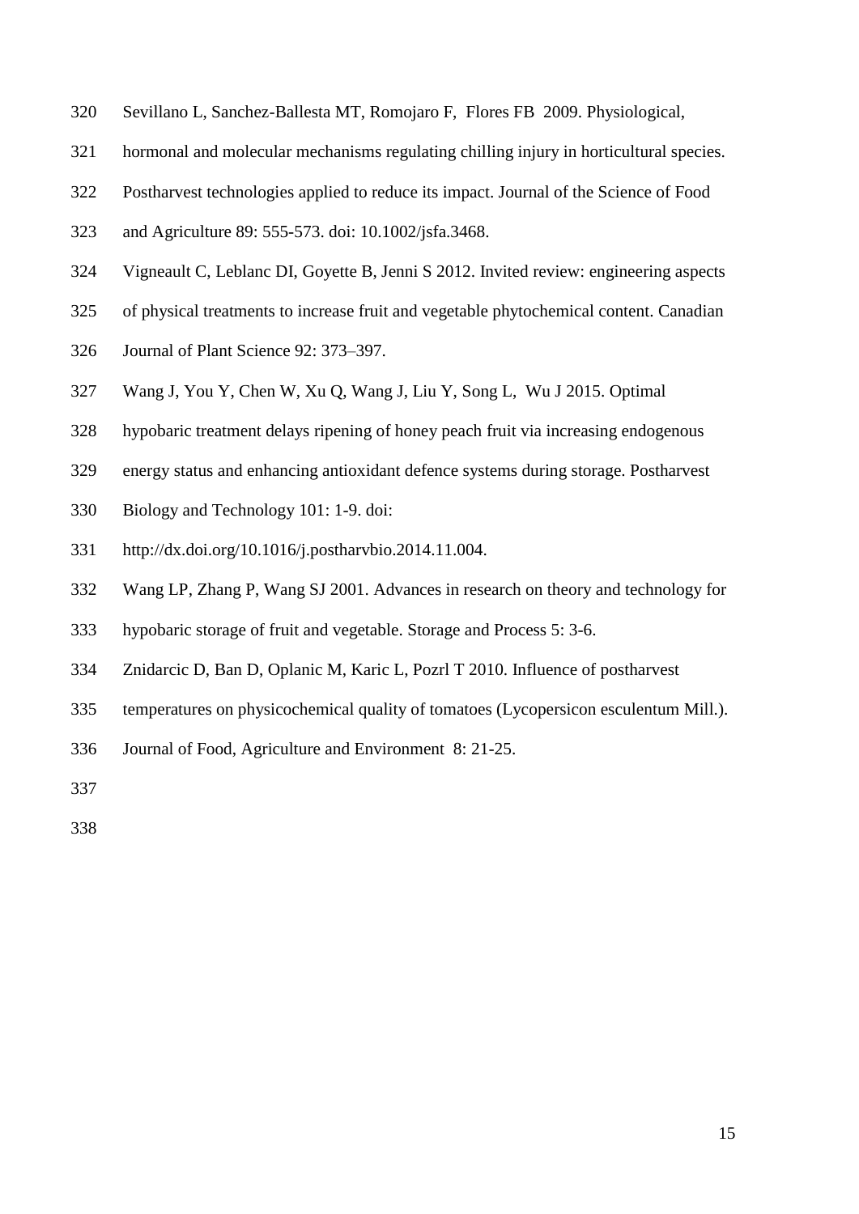Sevillano L, Sanchez-Ballesta MT, Romojaro F, Flores FB 2009. Physiological, hormonal and molecular mechanisms regulating chilling injury in horticultural species. Postharvest technologies applied to reduce its impact. Journal of the Science of Food and Agriculture 89: 555-573. doi: 10.1002/jsfa.3468.

Vigneault C, Leblanc DI, Goyette B, Jenni S 2012. Invited review: engineering aspects of physical treatments to increase fruit and vegetable phytochemical content. Canadian Journal of Plant Science 92: 373–397.

Wang J, You Y, Chen W, Xu Q, Wang J, Liu Y, Song L, Wu J 2015. Optimal hypobaric treatment delays ripening of honey peach fruit via increasing endogenous energy status and enhancing antioxidant defence systems during storage. Postharvest Biology and Technology 101: 1-9. doi: http://dx.doi.org/10.1016/j.postharvbio.2014.11.004.

Wang LP, Zhang P, Wang SJ 2001. Advances in research on theory and technology for hypobaric storage of fruit and vegetable. Storage and Process 5: 3-6.

Znidarcic D, Ban D, Oplanic M, Karic L, Pozrl T 2010. Influence of postharvest temperatures on physicochemical quality of tomatoes (Lycopersicon esculentum Mill.). Journal of Food, Agriculture and Environment 8: 21-25.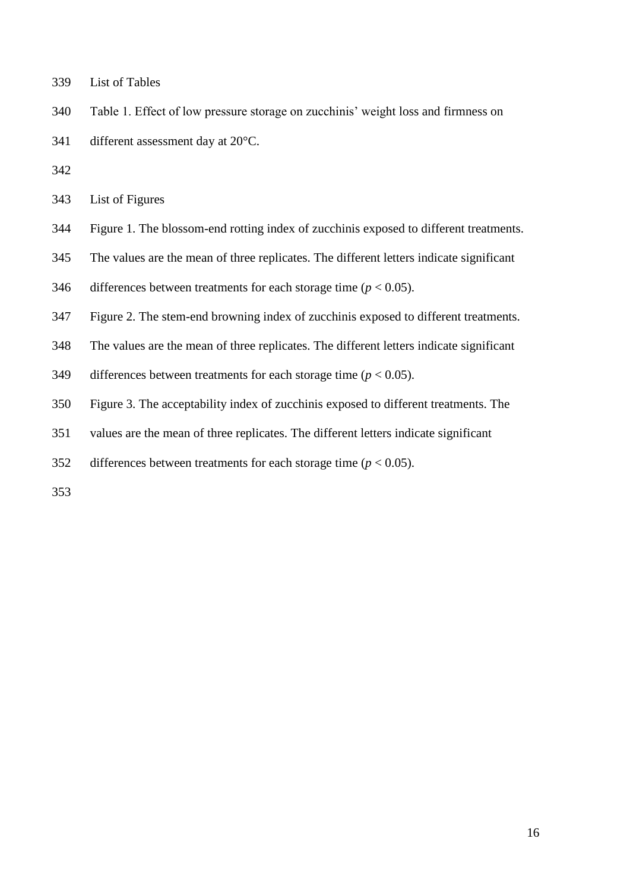List of Tables

Table 1. Effect of low pressure storage on zucchinis' weight loss and firmness on different assessment day at 20°C.

List of Figures

Figure 1. The blossom-end rotting index of zucchinis exposed to different treatments. The values are the mean of three replicates. The different letters indicate significant differences between treatments for each storage time ($p < 0.05$).

Figure 2. The stem-end browning index of zucchinis exposed to different treatments. The values are the mean of three replicates. The different letters indicate significant differences between treatments for each storage time ($p < 0.05$).

Figure 3. The acceptability index of zucchinis exposed to different treatments. The values are the mean of three replicates. The different letters indicate significant differences between treatments for each storage time ($p < 0.05$).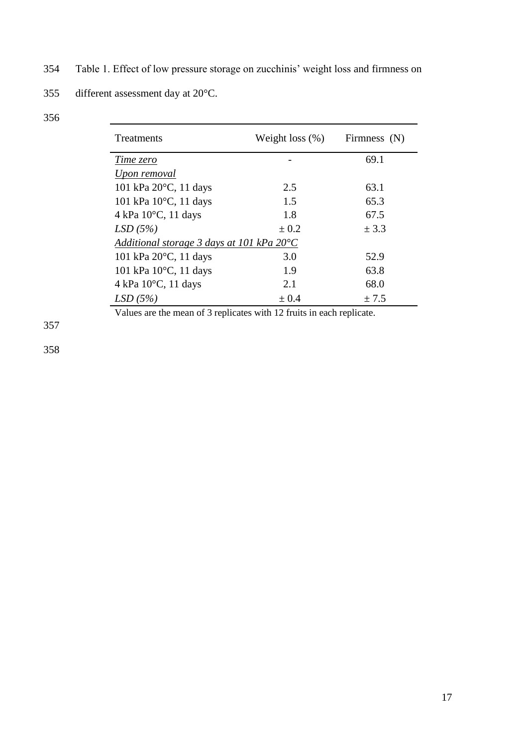Table 1. Effect of low pressure storage on zucchinis' weight loss and firmness on different assessment day at 20°C.

| Treatments | Weight loss (%) | Firmness (N) |
|---|---|---|
| *Time zero* | - | 69.1 |
| *Upon removal* | | |
| 101 kPa 20°C, 11 days | 2.5 | 63.1 |
| 101 kPa 10°C, 11 days | 1.5 | 65.3 |
| 4 kPa 10°C, 11 days | 1.8 | 67.5 |
| *LSD (5%)* | ± 0.2 | ± 3.3 |
| *Additional storage 3 days at 101 kPa 20°C* | | |
| 101 kPa 20°C, 11 days | 3.0 | 52.9 |
| 101 kPa 10°C, 11 days | 1.9 | 63.8 |
| 4 kPa 10°C, 11 days | 2.1 | 68.0 |
| *LSD (5%)* | ± 0.4 | ± 7.5 |

Values are the mean of 3 replicates with 12 fruits in each replicate.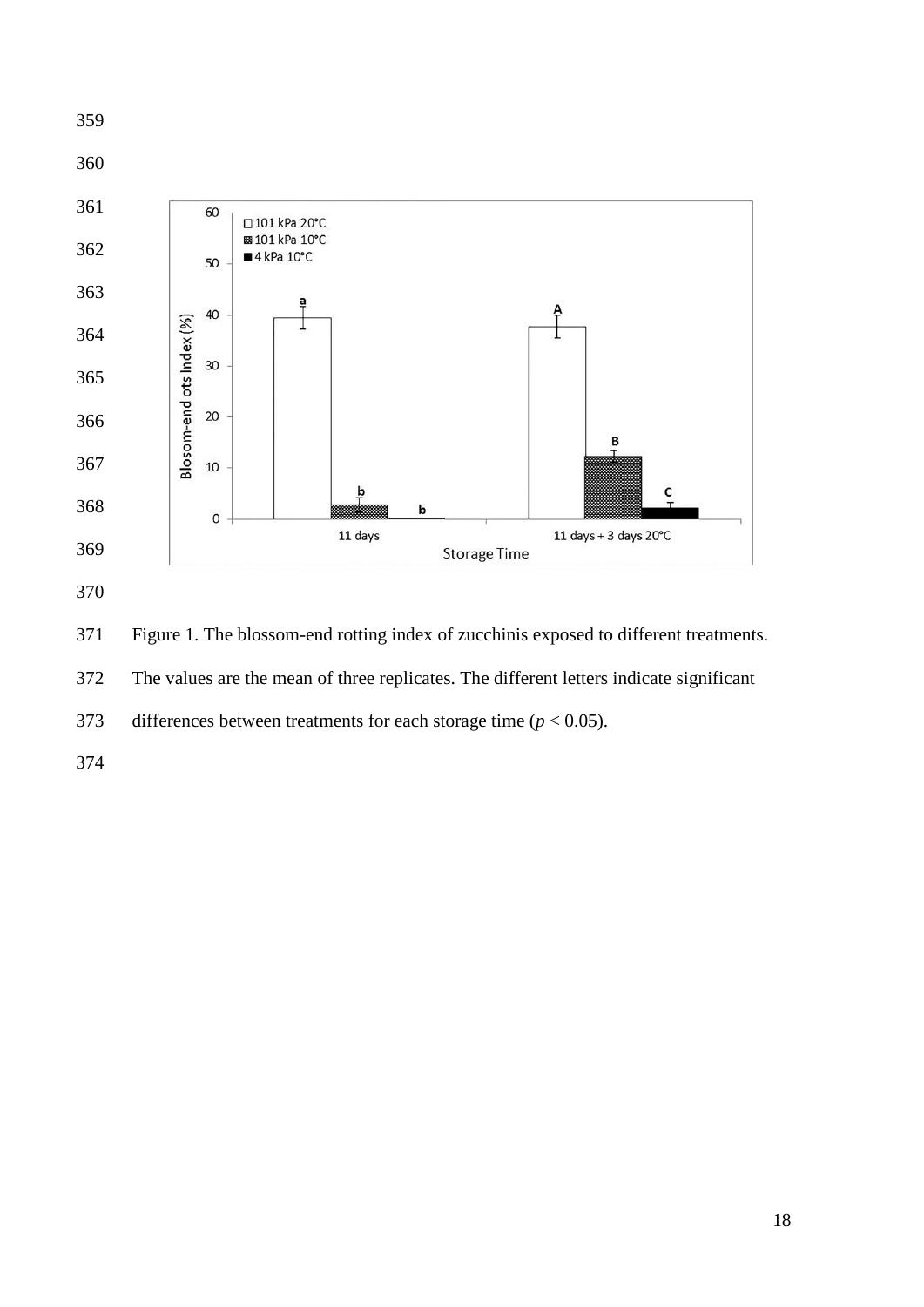Figure 1. The blossom-end rotting index of zucchinis exposed to different treatments. The values are the mean of three replicates. The different letters indicate significant differences between treatments for each storage time ($p < 0.05$).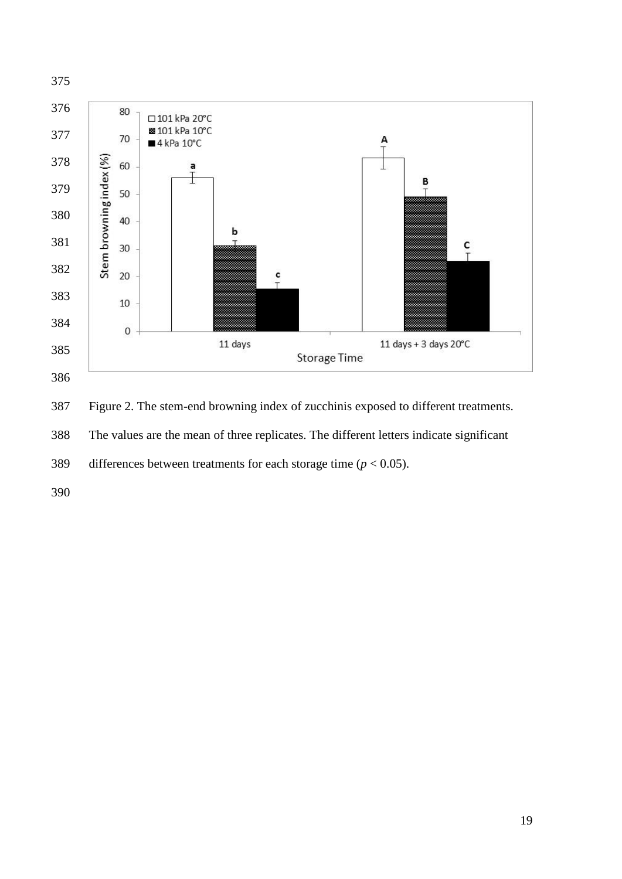Figure 2. The stem-end browning index of zucchinis exposed to different treatments. The values are the mean of three replicates. The different letters indicate significant differences between treatments for each storage time ($p < 0.05$).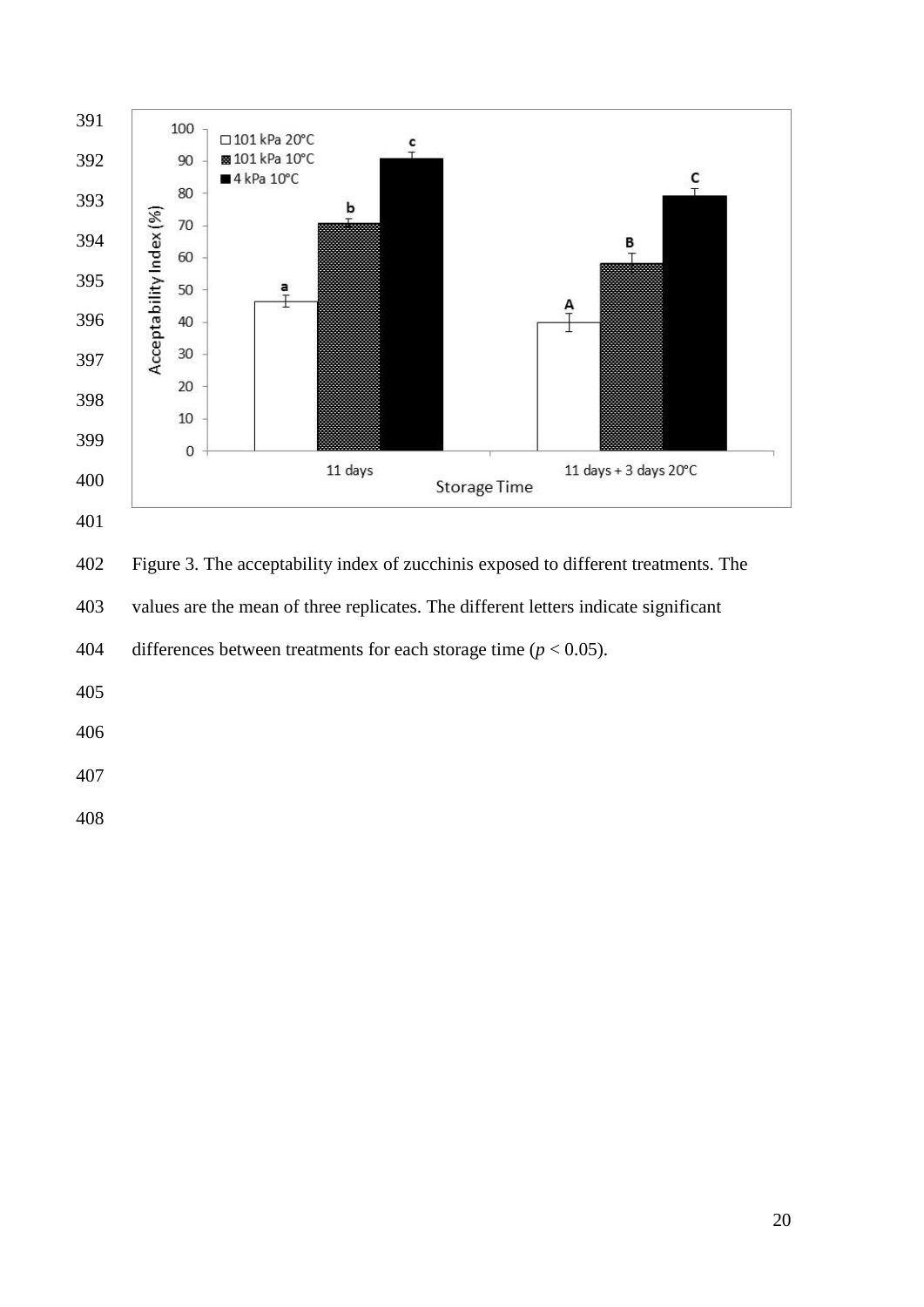100
90
80
70
60
50
40
30
20
10
0

Acceptability Index (%)

□ 101 kPa 20°C
▩ 101 kPa 10°C
■ 4 kPa 10°C

a
b
c
A
B
C

11 days
11 days + 3 days 20°C

Storage Time

Figure 3. The acceptability index of zucchinis exposed to different treatments. The values are the mean of three replicates. The different letters indicate significant differences between treatments for each storage time ($p < 0.05$).